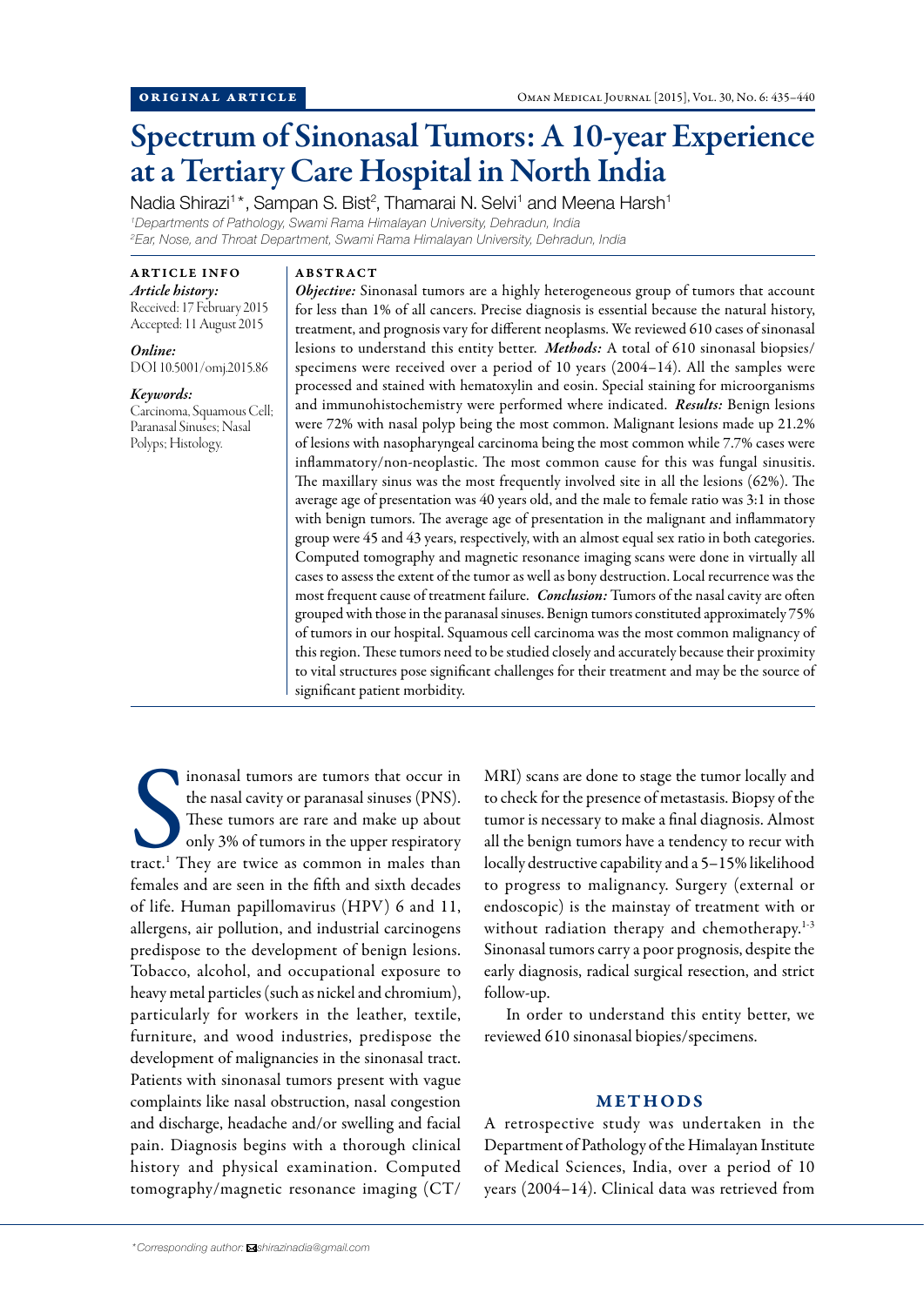ORIGINAL ARTICLE

# Spectrum of Sinonasal Tumors: A 10-year Experience at a Tertiary Care Hospital in North India

Nadia Shirazi[1]*, Sampan S. Bist[2], Thamarai N. Selvi[1] and Meena Harsh[1]

[1]Departments of Pathology, Swami Rama Himalayan University, Dehradun, India
[2]Ear, Nose, and Throat Department, Swami Rama Himalayan University, Dehradun, India

**ARTICLE INFO**

*Article history:*
Received: 17 February 2015
Accepted: 11 August 2015

*Online:*
DOI 10.5001/omj.2015.86

*Keywords:*
Carcinoma, Squamous Cell; Paranasal Sinuses; Nasal Polyps; Histology.

**ABSTRACT**

***Objective:*** Sinonasal tumors are a highly heterogeneous group of tumors that account for less than 1% of all cancers. Precise diagnosis is essential because the natural history, treatment, and prognosis vary for different neoplasms. We reviewed 610 cases of sinonasal lesions to understand this entity better. ***Methods:*** A total of 610 sinonasal biopsies/specimens were received over a period of 10 years (2004–14). All the samples were processed and stained with hematoxylin and eosin. Special staining for microorganisms and immunohistochemistry were performed where indicated. ***Results:*** Benign lesions were 72% with nasal polyp being the most common. Malignant lesions made up 21.2% of lesions with nasopharyngeal carcinoma being the most common while 7.7% cases were inflammatory/non-neoplastic. The most common cause for this was fungal sinusitis. The maxillary sinus was the most frequently involved site in all the lesions (62%). The average age of presentation was 40 years old, and the male to female ratio was 3:1 in those with benign tumors. The average age of presentation in the malignant and inflammatory group were 45 and 43 years, respectively, with an almost equal sex ratio in both categories. Computed tomography and magnetic resonance imaging scans were done in virtually all cases to assess the extent of the tumor as well as bony destruction. Local recurrence was the most frequent cause of treatment failure. ***Conclusion:*** Tumors of the nasal cavity are often grouped with those in the paranasal sinuses. Benign tumors constituted approximately 75% of tumors in our hospital. Squamous cell carcinoma was the most common malignancy of this region. These tumors need to be studied closely and accurately because their proximity to vital structures pose significant challenges for their treatment and may be the source of significant patient morbidity.

Sinonasal tumors are tumors that occur in the nasal cavity or paranasal sinuses (PNS). These tumors are rare and make up about only 3% of tumors in the upper respiratory tract.[1] They are twice as common in males than females and are seen in the fifth and sixth decades of life. Human papillomavirus (HPV) 6 and 11, allergens, air pollution, and industrial carcinogens predispose to the development of benign lesions. Tobacco, alcohol, and occupational exposure to heavy metal particles (such as nickel and chromium), particularly for workers in the leather, textile, furniture, and wood industries, predispose the development of malignancies in the sinonasal tract. Patients with sinonasal tumors present with vague complaints like nasal obstruction, nasal congestion and discharge, headache and/or swelling and facial pain. Diagnosis begins with a thorough clinical history and physical examination. Computed tomography/magnetic resonance imaging (CT/MRI) scans are done to stage the tumor locally and to check for the presence of metastasis. Biopsy of the tumor is necessary to make a final diagnosis. Almost all the benign tumors have a tendency to recur with locally destructive capability and a 5–15% likelihood to progress to malignancy. Surgery (external or endoscopic) is the mainstay of treatment with or without radiation therapy and chemotherapy.[1-3] Sinonasal tumors carry a poor prognosis, despite the early diagnosis, radical surgical resection, and strict follow-up.

In order to understand this entity better, we reviewed 610 sinonasal biopies/specimens.

## METHODS

A retrospective study was undertaken in the Department of Pathology of the Himalayan Institute of Medical Sciences, India, over a period of 10 years (2004–14). Clinical data was retrieved from

*Corresponding author: shirazinadia@gmail.com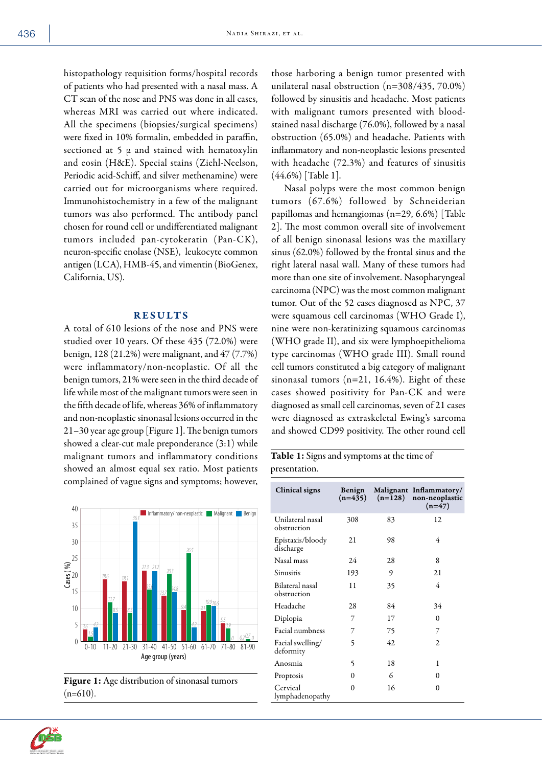histopathology requisition forms/hospital records of patients who had presented with a nasal mass. A CT scan of the nose and PNS was done in all cases, whereas MRI was carried out where indicated. All the specimens (biopsies/surgical specimens) were fixed in 10% formalin, embedded in paraffin, sectioned at 5 μ and stained with hematoxylin and eosin (H&E). Special stains (Ziehl-Neelson, Periodic acid-Schiff, and silver methenamine) were carried out for microorganisms where required. Immunohistochemistry in a few of the malignant tumors was also performed. The antibody panel chosen for round cell or undifferentiated malignant tumors included pan-cytokeratin (Pan-CK), neuron-specific enolase (NSE), leukocyte common antigen (LCA), HMB-45, and vimentin (BioGenex, California, US).

## RESULTS

A total of 610 lesions of the nose and PNS were studied over 10 years. Of these 435 (72.0%) were benign, 128 (21.2%) were malignant, and 47 (7.7%) were inflammatory/non-neoplastic. Of all the benign tumors, 21% were seen in the third decade of life while most of the malignant tumors were seen in the fifth decade of life, whereas 36% of inflammatory and non-neoplastic sinonasal lesions occurred in the 21–30 year age group [Figure 1]. The benign tumors showed a clear-cut male preponderance (3:1) while malignant tumors and inflammatory conditions showed an almost equal sex ratio. Most patients complained of vague signs and symptoms; however, those harboring a benign tumor presented with unilateral nasal obstruction (n=308/435, 70.0%) followed by sinusitis and headache. Most patients with malignant tumors presented with blood-stained nasal discharge (76.0%), followed by a nasal obstruction (65.0%) and headache. Patients with inflammatory and non-neoplastic lesions presented with headache (72.3%) and features of sinusitis (44.6%) [Table 1].

Nasal polyps were the most common benign tumors (67.6%) followed by Schneiderian papillomas and hemangiomas (n=29, 6.6%) [Table 2]. The most common overall site of involvement of all benign sinonasal lesions was the maxillary sinus (62.0%) followed by the frontal sinus and the right lateral nasal wall. Many of these tumors had more than one site of involvement. Nasopharyngeal carcinoma (NPC) was the most common malignant tumor. Out of the 52 cases diagnosed as NPC, 37 were squamous cell carcinomas (WHO Grade I), nine were non-keratinizing squamous carcinomas (WHO grade II), and six were lymphoepithelioma type carcinomas (WHO grade III). Small round cell tumors constituted a big category of malignant sinonasal tumors (n=21, 16.4%). Eight of these cases showed positivity for Pan-CK and were diagnosed as small cell carcinomas, seven of 21 cases were diagnosed as extraskeletal Ewing's sarcoma and showed CD99 positivity. The other round cell

Figure 1: Age distribution of sinonasal tumors (n=610).

**Table 1:** Signs and symptoms at the time of presentation.

| Clinical signs | Benign (n=435) | Malignant (n=128) | Inflammatory/ non-neoplastic (n=47) |
|---|---|---|---|
| Unilateral nasal obstruction | 308 | 83 | 12 |
| Epistaxis/bloody discharge | 21 | 98 | 4 |
| Nasal mass | 24 | 28 | 8 |
| Sinusitis | 193 | 9 | 21 |
| Bilateral nasal obstruction | 11 | 35 | 4 |
| Headache | 28 | 84 | 34 |
| Diplopia | 7 | 17 | 0 |
| Facial numbness | 7 | 75 | 7 |
| Facial swelling/ deformity | 5 | 42 | 2 |
| Anosmia | 5 | 18 | 1 |
| Proptosis | 0 | 6 | 0 |
| Cervical lymphadenopathy | 0 | 16 | 0 |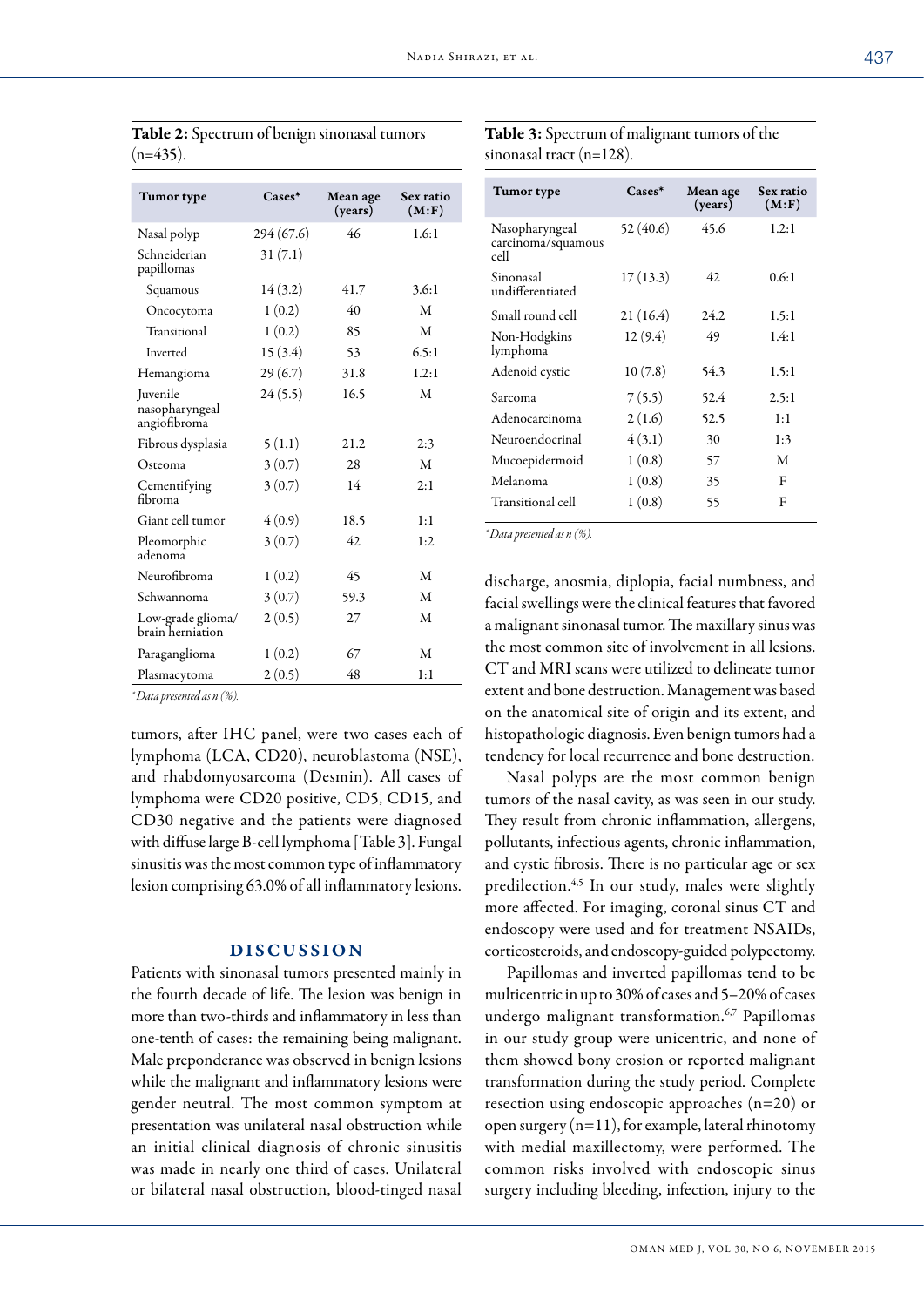**Table 2:** Spectrum of benign sinonasal tumors (n=435).

| Tumor type | Cases* | Mean age (years) | Sex ratio (M:F) |
|---|---|---|---|
| Nasal polyp | 294 (67.6) | 46 | 1.6:1 |
| Schneiderian papillomas | 31 (7.1) | | |
| Squamous | 14 (3.2) | 41.7 | 3.6:1 |
| Oncocytoma | 1 (0.2) | 40 | M |
| Transitional | 1 (0.2) | 85 | M |
| Inverted | 15 (3.4) | 53 | 6.5:1 |
| Hemangioma | 29 (6.7) | 31.8 | 1.2:1 |
| Juvenile nasopharyngeal angiofibroma | 24 (5.5) | 16.5 | M |
| Fibrous dysplasia | 5 (1.1) | 21.2 | 2:3 |
| Osteoma | 3 (0.7) | 28 | M |
| Cementifying fibroma | 3 (0.7) | 14 | 2:1 |
| Giant cell tumor | 4 (0.9) | 18.5 | 1:1 |
| Pleomorphic adenoma | 3 (0.7) | 42 | 1:2 |
| Neurofibroma | 1 (0.2) | 45 | M |
| Schwannoma | 3 (0.7) | 59.3 | M |
| Low-grade glioma/ brain herniation | 2 (0.5) | 27 | M |
| Paraganglioma | 1 (0.2) | 67 | M |
| Plasmacytoma | 2 (0.5) | 48 | 1:1 |

*Data presented as n (%).

tumors, after IHC panel, were two cases each of lymphoma (LCA, CD20), neuroblastoma (NSE), and rhabdomyosarcoma (Desmin). All cases of lymphoma were CD20 positive, CD5, CD15, and CD30 negative and the patients were diagnosed with diffuse large B-cell lymphoma [Table 3]. Fungal sinusitis was the most common type of inflammatory lesion comprising 63.0% of all inflammatory lesions.

## DISCUSSION

Patients with sinonasal tumors presented mainly in the fourth decade of life. The lesion was benign in more than two-thirds and inflammatory in less than one-tenth of cases: the remaining being malignant. Male preponderance was observed in benign lesions while the malignant and inflammatory lesions were gender neutral. The most common symptom at presentation was unilateral nasal obstruction while an initial clinical diagnosis of chronic sinusitis was made in nearly one third of cases. Unilateral or bilateral nasal obstruction, blood-tinged nasal discharge, anosmia, diplopia, facial numbness, and facial swellings were the clinical features that favored a malignant sinonasal tumor. The maxillary sinus was the most common site of involvement in all lesions. CT and MRI scans were utilized to delineate tumor extent and bone destruction. Management was based on the anatomical site of origin and its extent, and histopathologic diagnosis. Even benign tumors had a tendency for local recurrence and bone destruction.

**Table 3:** Spectrum of malignant tumors of the sinonasal tract (n=128).

| Tumor type | Cases* | Mean age (years) | Sex ratio (M:F) |
|---|---|---|---|
| Nasopharyngeal carcinoma/squamous cell | 52 (40.6) | 45.6 | 1.2:1 |
| Sinonasal undifferentiated | 17 (13.3) | 42 | 0.6:1 |
| Small round cell | 21 (16.4) | 24.2 | 1.5:1 |
| Non-Hodgkins lymphoma | 12 (9.4) | 49 | 1.4:1 |
| Adenoid cystic | 10 (7.8) | 54.3 | 1.5:1 |
| Sarcoma | 7 (5.5) | 52.4 | 2.5:1 |
| Adenocarcinoma | 2 (1.6) | 52.5 | 1:1 |
| Neuroendocrinal | 4 (3.1) | 30 | 1:3 |
| Mucoepidermoid | 1 (0.8) | 57 | M |
| Melanoma | 1 (0.8) | 35 | F |
| Transitional cell | 1 (0.8) | 55 | F |

*Data presented as n (%).

Nasal polyps are the most common benign tumors of the nasal cavity, as was seen in our study. They result from chronic inflammation, allergens, pollutants, infectious agents, chronic inflammation, and cystic fibrosis. There is no particular age or sex predilection.[4,5] In our study, males were slightly more affected. For imaging, coronal sinus CT and endoscopy were used and for treatment NSAIDs, corticosteroids, and endoscopy-guided polypectomy.

Papillomas and inverted papillomas tend to be multicentric in up to 30% of cases and 5–20% of cases undergo malignant transformation.[6,7] Papillomas in our study group were unicentric, and none of them showed bony erosion or reported malignant transformation during the study period. Complete resection using endoscopic approaches (n=20) or open surgery (n=11), for example, lateral rhinotomy with medial maxillectomy, were performed. The common risks involved with endoscopic sinus surgery including bleeding, infection, injury to the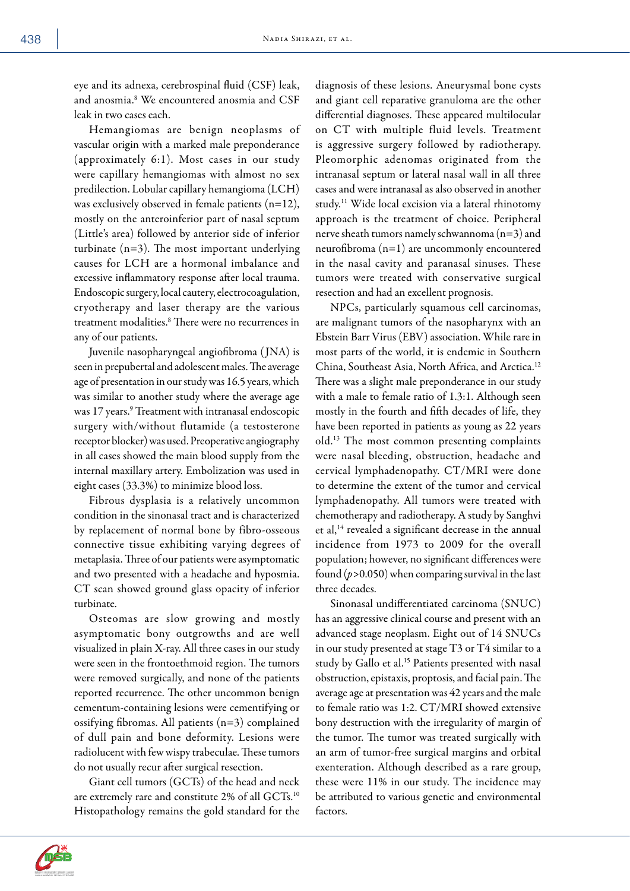eye and its adnexa, cerebrospinal fluid (CSF) leak, and anosmia.[8] We encountered anosmia and CSF leak in two cases each.

Hemangiomas are benign neoplasms of vascular origin with a marked male preponderance (approximately 6:1). Most cases in our study were capillary hemangiomas with almost no sex predilection. Lobular capillary hemangioma (LCH) was exclusively observed in female patients (n=12), mostly on the anteroinferior part of nasal septum (Little's area) followed by anterior side of inferior turbinate (n=3). The most important underlying causes for LCH are a hormonal imbalance and excessive inflammatory response after local trauma. Endoscopic surgery, local cautery, electrocoagulation, cryotherapy and laser therapy are the various treatment modalities.[8] There were no recurrences in any of our patients.

Juvenile nasopharyngeal angiofibroma (JNA) is seen in prepubertal and adolescent males. The average age of presentation in our study was 16.5 years, which was similar to another study where the average age was 17 years.[9] Treatment with intranasal endoscopic surgery with/without flutamide (a testosterone receptor blocker) was used. Preoperative angiography in all cases showed the main blood supply from the internal maxillary artery. Embolization was used in eight cases (33.3%) to minimize blood loss.

Fibrous dysplasia is a relatively uncommon condition in the sinonasal tract and is characterized by replacement of normal bone by fibro-osseous connective tissue exhibiting varying degrees of metaplasia. Three of our patients were asymptomatic and two presented with a headache and hyposmia. CT scan showed ground glass opacity of inferior turbinate.

Osteomas are slow growing and mostly asymptomatic bony outgrowths and are well visualized in plain X-ray. All three cases in our study were seen in the frontoethmoid region. The tumors were removed surgically, and none of the patients reported recurrence. The other uncommon benign cementum-containing lesions were cementifying or ossifying fibromas. All patients (n=3) complained of dull pain and bone deformity. Lesions were radiolucent with few wispy trabeculae. These tumors do not usually recur after surgical resection.

Giant cell tumors (GCTs) of the head and neck are extremely rare and constitute 2% of all GCTs.[10] Histopathology remains the gold standard for the diagnosis of these lesions. Aneurysmal bone cysts and giant cell reparative granuloma are the other differential diagnoses. These appeared multilocular on CT with multiple fluid levels. Treatment is aggressive surgery followed by radiotherapy. Pleomorphic adenomas originated from the intranasal septum or lateral nasal wall in all three cases and were intranasal as also observed in another study.[11] Wide local excision via a lateral rhinotomy approach is the treatment of choice. Peripheral nerve sheath tumors namely schwannoma (n=3) and neurofibroma (n=1) are uncommonly encountered in the nasal cavity and paranasal sinuses. These tumors were treated with conservative surgical resection and had an excellent prognosis.

NPCs, particularly squamous cell carcinomas, are malignant tumors of the nasopharynx with an Ebstein Barr Virus (EBV) association. While rare in most parts of the world, it is endemic in Southern China, Southeast Asia, North Africa, and Arctica.[12] There was a slight male preponderance in our study with a male to female ratio of 1.3:1. Although seen mostly in the fourth and fifth decades of life, they have been reported in patients as young as 22 years old.[13] The most common presenting complaints were nasal bleeding, obstruction, headache and cervical lymphadenopathy. CT/MRI were done to determine the extent of the tumor and cervical lymphadenopathy. All tumors were treated with chemotherapy and radiotherapy. A study by Sanghvi et al,[14] revealed a significant decrease in the annual incidence from 1973 to 2009 for the overall population; however, no significant differences were found ($p > 0.050$) when comparing survival in the last three decades.

Sinonasal undifferentiated carcinoma (SNUC) has an aggressive clinical course and present with an advanced stage neoplasm. Eight out of 14 SNUCs in our study presented at stage T3 or T4 similar to a study by Gallo et al.[15] Patients presented with nasal obstruction, epistaxis, proptosis, and facial pain. The average age at presentation was 42 years and the male to female ratio was 1:2. CT/MRI showed extensive bony destruction with the irregularity of margin of the tumor. The tumor was treated surgically with an arm of tumor-free surgical margins and orbital exenteration. Although described as a rare group, these were 11% in our study. The incidence may be attributed to various genetic and environmental factors.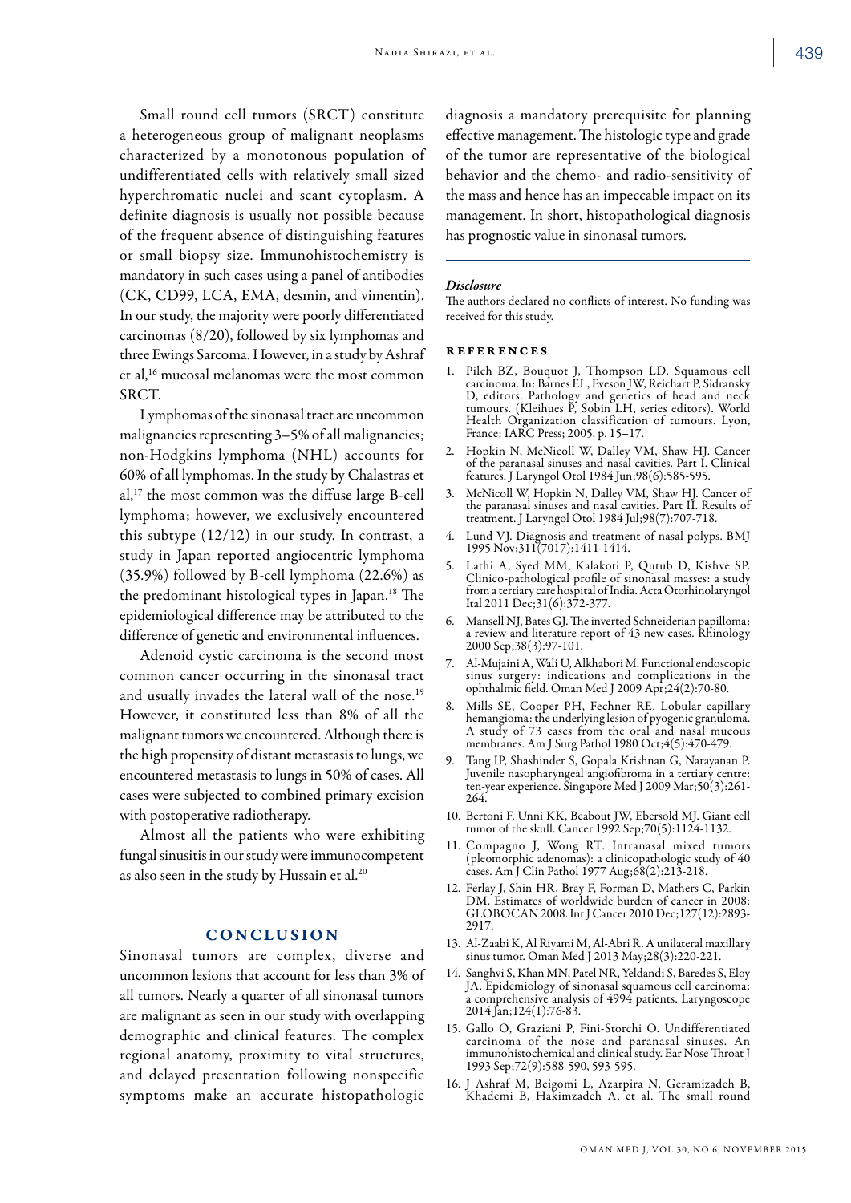Small round cell tumors (SRCT) constitute a heterogeneous group of malignant neoplasms characterized by a monotonous population of undifferentiated cells with relatively small sized hyperchromatic nuclei and scant cytoplasm. A definite diagnosis is usually not possible because of the frequent absence of distinguishing features or small biopsy size. Immunohistochemistry is mandatory in such cases using a panel of antibodies (CK, CD99, LCA, EMA, desmin, and vimentin). In our study, the majority were poorly differentiated carcinomas (8/20), followed by six lymphomas and three Ewings Sarcoma. However, in a study by Ashraf et al,[16] mucosal melanomas were the most common SRCT.

Lymphomas of the sinonasal tract are uncommon malignancies representing 3–5% of all malignancies; non-Hodgkins lymphoma (NHL) accounts for 60% of all lymphomas. In the study by Chalastras et al,[17] the most common was the diffuse large B-cell lymphoma; however, we exclusively encountered this subtype (12/12) in our study. In contrast, a study in Japan reported angiocentric lymphoma (35.9%) followed by B-cell lymphoma (22.6%) as the predominant histological types in Japan.[18] The epidemiological difference may be attributed to the difference of genetic and environmental influences.

Adenoid cystic carcinoma is the second most common cancer occurring in the sinonasal tract and usually invades the lateral wall of the nose.[19] However, it constituted less than 8% of all the malignant tumors we encountered. Although there is the high propensity of distant metastasis to lungs, we encountered metastasis to lungs in 50% of cases. All cases were subjected to combined primary excision with postoperative radiotherapy.

Almost all the patients who were exhibiting fungal sinusitis in our study were immunocompetent as also seen in the study by Hussain et al.[20]

## CONCLUSION

Sinonasal tumors are complex, diverse and uncommon lesions that account for less than 3% of all tumors. Nearly a quarter of all sinonasal tumors are malignant as seen in our study with overlapping demographic and clinical features. The complex regional anatomy, proximity to vital structures, and delayed presentation following nonspecific symptoms make an accurate histopathologic diagnosis a mandatory prerequisite for planning effective management. The histologic type and grade of the tumor are representative of the biological behavior and the chemo- and radio-sensitivity of the mass and hence has an impeccable impact on its management. In short, histopathological diagnosis has prognostic value in sinonasal tumors.

### *Disclosure*

The authors declared no conflicts of interest. No funding was received for this study.

## REFERENCES

1. Pilch BZ, Bouquot J, Thompson LD. Squamous cell carcinoma. In: Barnes EL, Eveson JW, Reichart P, Sidransky D, editors. Pathology and genetics of head and neck tumours. (Kleihues P, Sobin LH, series editors). World Health Organization classification of tumours. Lyon, France: IARC Press; 2005. p. 15–17.
2. Hopkin N, McNicoll W, Dalley VM, Shaw HJ. Cancer of the paranasal sinuses and nasal cavities. Part I. Clinical features. J Laryngol Otol 1984 Jun;98(6):585-595.
3. McNicoll W, Hopkin N, Dalley VM, Shaw HJ. Cancer of the paranasal sinuses and nasal cavities. Part II. Results of treatment. J Laryngol Otol 1984 Jul;98(7):707-718.
4. Lund VJ. Diagnosis and treatment of nasal polyps. BMJ 1995 Nov;311(7017):1411-1414.
5. Lathi A, Syed MM, Kalakoti P, Qutub D, Kishve SP. Clinico-pathological profile of sinonasal masses: a study from a tertiary care hospital of India. Acta Otorhinolaryngol Ital 2011 Dec;31(6):372-377.
6. Mansell NJ, Bates GJ. The inverted Schneiderian papilloma: a review and literature report of 43 new cases. Rhinology 2000 Sep;38(3):97-101.
7. Al-Mujaini A, Wali U, Alkhabori M. Functional endoscopic sinus surgery: indications and complications in the ophthalmic field. Oman Med J 2009 Apr;24(2):70-80.
8. Mills SE, Cooper PH, Fechner RE. Lobular capillary hemangioma: the underlying lesion of pyogenic granuloma. A study of 73 cases from the oral and nasal mucous membranes. Am J Surg Pathol 1980 Oct;4(5):470-479.
9. Tang IP, Shashinder S, Gopala Krishnan G, Narayanan P. Juvenile nasopharyngeal angiofibroma in a tertiary centre: ten-year experience. Singapore Med J 2009 Mar;50(3):261-264.
10. Bertoni F, Unni KK, Beabout JW, Ebersold MJ. Giant cell tumor of the skull. Cancer 1992 Sep;70(5):1124-1132.
11. Compagno J, Wong RT. Intranasal mixed tumors (pleomorphic adenomas): a clinicopathologic study of 40 cases. Am J Clin Pathol 1977 Aug;68(2):213-218.
12. Ferlay J, Shin HR, Bray F, Forman D, Mathers C, Parkin DM. Estimates of worldwide burden of cancer in 2008: GLOBOCAN 2008. Int J Cancer 2010 Dec;127(12):2893-2917.
13. Al-Zaabi K, Al Riyami M, Al-Abri R. A unilateral maxillary sinus tumor. Oman Med J 2013 May;28(3):220-221.
14. Sanghvi S, Khan MN, Patel NR, Yeldandi S, Baredes S, Eloy JA. Epidemiology of sinonasal squamous cell carcinoma: a comprehensive analysis of 4994 patients. Laryngoscope 2014 Jan;124(1):76-83.
15. Gallo O, Graziani P, Fini-Storchi O. Undifferentiated carcinoma of the nose and paranasal sinuses. An immunohistochemical and clinical study. Ear Nose Throat J 1993 Sep;72(9):588-590, 593-595.
16. J Ashraf M, Beigomi L, Azarpira N, Geramizadeh B, Khademi B, Hakimzadeh A, et al. The small round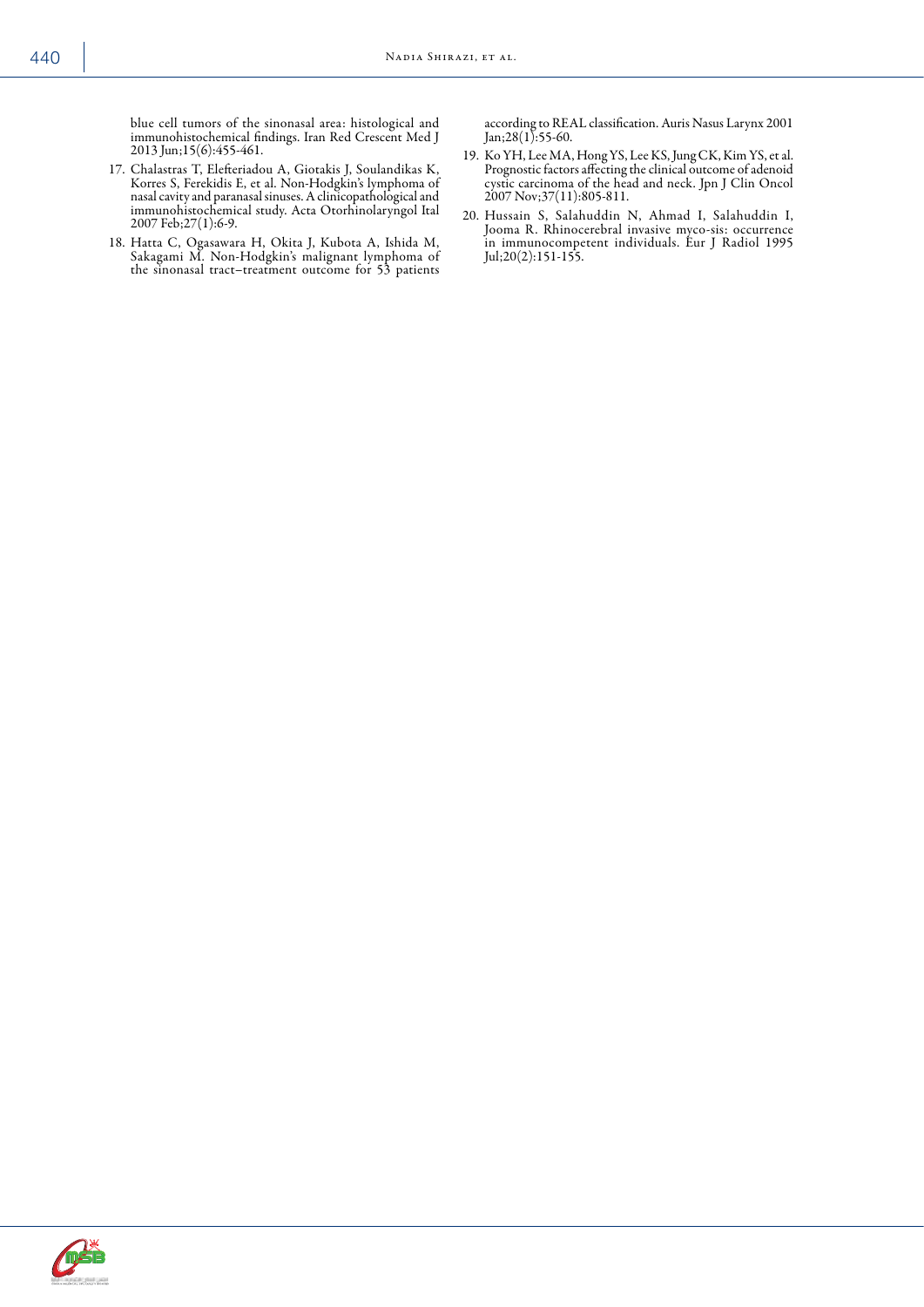blue cell tumors of the sinonasal area: histological and immunohistochemical findings. Iran Red Crescent Med J 2013 Jun;15(6):455-461.

17. Chalastras T, Elefteriadou A, Giotakis J, Soulandikas K, Korres S, Ferekidis E, et al. Non-Hodgkin's lymphoma of nasal cavity and paranasal sinuses. A clinicopathological and immunohistochemical study. Acta Otorhinolaryngol Ital 2007 Feb;27(1):6-9.
18. Hatta C, Ogasawara H, Okita J, Kubota A, Ishida M, Sakagami M. Non-Hodgkin's malignant lymphoma of the sinonasal tract–treatment outcome for 53 patients according to REAL classification. Auris Nasus Larynx 2001 Jan;28(1):55-60.
19. Ko YH, Lee MA, Hong YS, Lee KS, Jung CK, Kim YS, et al. Prognostic factors affecting the clinical outcome of adenoid cystic carcinoma of the head and neck. Jpn J Clin Oncol 2007 Nov;37(11):805-811.
20. Hussain S, Salahuddin N, Ahmad I, Salahuddin I, Jooma R. Rhinocerebral invasive myco-sis: occurrence in immunocompetent individuals. Eur J Radiol 1995 Jul;20(2):151-155.